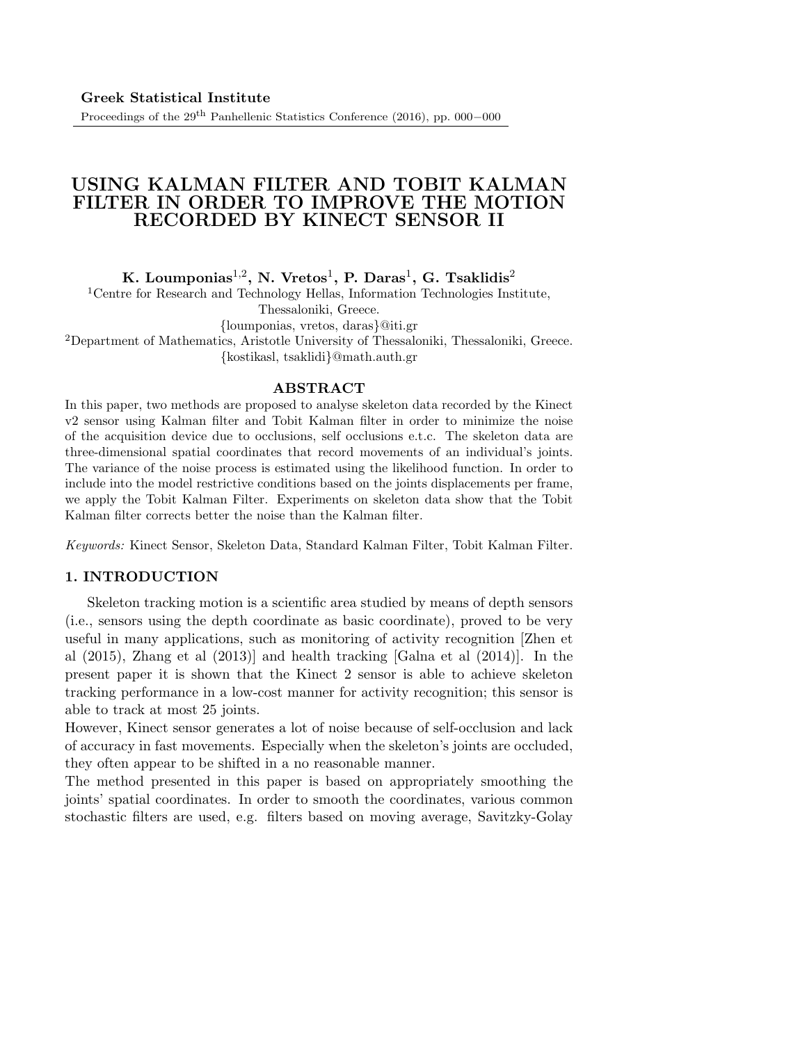# USING KALMAN FILTER AND TOBIT KALMAN FILTER IN ORDER TO IMPROVE THE MOTION RECORDED BY KINECT SENSOR II

**K. Loumponias[1,2], N. Vretos[1], P. Daras[1], G. Tsaklidis[2]**

[1]Centre for Research and Technology Hellas, Information Technologies Institute, Thessaloniki, Greece.
{loumponias, vretos, daras}@iti.gr

[2]Department of Mathematics, Aristotle University of Thessaloniki, Thessaloniki, Greece.
{kostikasl, tsaklidi}@math.auth.gr

## ABSTRACT

In this paper, two methods are proposed to analyse skeleton data recorded by the Kinect v2 sensor using Kalman filter and Tobit Kalman filter in order to minimize the noise of the acquisition device due to occlusions, self occlusions e.t.c. The skeleton data are three-dimensional spatial coordinates that record movements of an individual's joints. The variance of the noise process is estimated using the likelihood function. In order to include into the model restrictive conditions based on the joints displacements per frame, we apply the Tobit Kalman Filter. Experiments on skeleton data show that the Tobit Kalman filter corrects better the noise than the Kalman filter.

*Keywords:* Kinect Sensor, Skeleton Data, Standard Kalman Filter, Tobit Kalman Filter.

## 1. INTRODUCTION

Skeleton tracking motion is a scientific area studied by means of depth sensors (i.e., sensors using the depth coordinate as basic coordinate), proved to be very useful in many applications, such as monitoring of activity recognition [Zhen et al (2015), Zhang et al (2013)] and health tracking [Galna et al (2014)]. In the present paper it is shown that the Kinect 2 sensor is able to achieve skeleton tracking performance in a low-cost manner for activity recognition; this sensor is able to track at most 25 joints.

However, Kinect sensor generates a lot of noise because of self-occlusion and lack of accuracy in fast movements. Especially when the skeleton's joints are occluded, they often appear to be shifted in a no reasonable manner.

The method presented in this paper is based on appropriately smoothing the joints' spatial coordinates. In order to smooth the coordinates, various common stochastic filters are used, e.g. filters based on moving average, Savitzky-Golay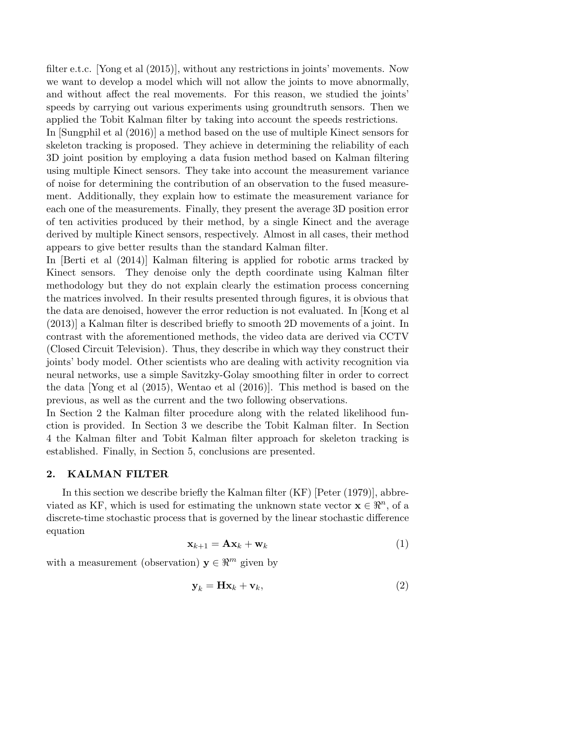filter e.t.c. [Yong et al (2015)], without any restrictions in joints' movements. Now we want to develop a model which will not allow the joints to move abnormally, and without affect the real movements. For this reason, we studied the joints' speeds by carrying out various experiments using groundtruth sensors. Then we applied the Tobit Kalman filter by taking into account the speeds restrictions.

In [Sungphil et al (2016)] a method based on the use of multiple Kinect sensors for skeleton tracking is proposed. They achieve in determining the reliability of each 3D joint position by employing a data fusion method based on Kalman filtering using multiple Kinect sensors. They take into account the measurement variance of noise for determining the contribution of an observation to the fused measurement. Additionally, they explain how to estimate the measurement variance for each one of the measurements. Finally, they present the average 3D position error of ten activities produced by their method, by a single Kinect and the average derived by multiple Kinect sensors, respectively. Almost in all cases, their method appears to give better results than the standard Kalman filter.

In [Berti et al (2014)] Kalman filtering is applied for robotic arms tracked by Kinect sensors. They denoise only the depth coordinate using Kalman filter methodology but they do not explain clearly the estimation process concerning the matrices involved. In their results presented through figures, it is obvious that the data are denoised, however the error reduction is not evaluated. In [Kong et al (2013)] a Kalman filter is described briefly to smooth 2D movements of a joint. In contrast with the aforementioned methods, the video data are derived via CCTV (Closed Circuit Television). Thus, they describe in which way they construct their joints' body model. Other scientists who are dealing with activity recognition via neural networks, use a simple Savitzky-Golay smoothing filter in order to correct the data [Yong et al (2015), Wentao et al (2016)]. This method is based on the previous, as well as the current and the two following observations.

In Section 2 the Kalman filter procedure along with the related likelihood function is provided. In Section 3 we describe the Tobit Kalman filter. In Section 4 the Kalman filter and Tobit Kalman filter approach for skeleton tracking is established. Finally, in Section 5, conclusions are presented.

## 2. KALMAN FILTER

In this section we describe briefly the Kalman filter (KF) [Peter (1979)], abbreviated as KF, which is used for estimating the unknown state vector $\mathbf{x} \in \Re^n$, of a discrete-time stochastic process that is governed by the linear stochastic difference equation

$$\mathbf{x}_{k+1} = \mathbf{A}\mathbf{x}_k + \mathbf{w}_k \tag{1}$$

with a measurement (observation) $\mathbf{y} \in \Re^m$ given by

$$\mathbf{y}_k = \mathbf{H}\mathbf{x}_k + \mathbf{v}_k, \tag{2}$$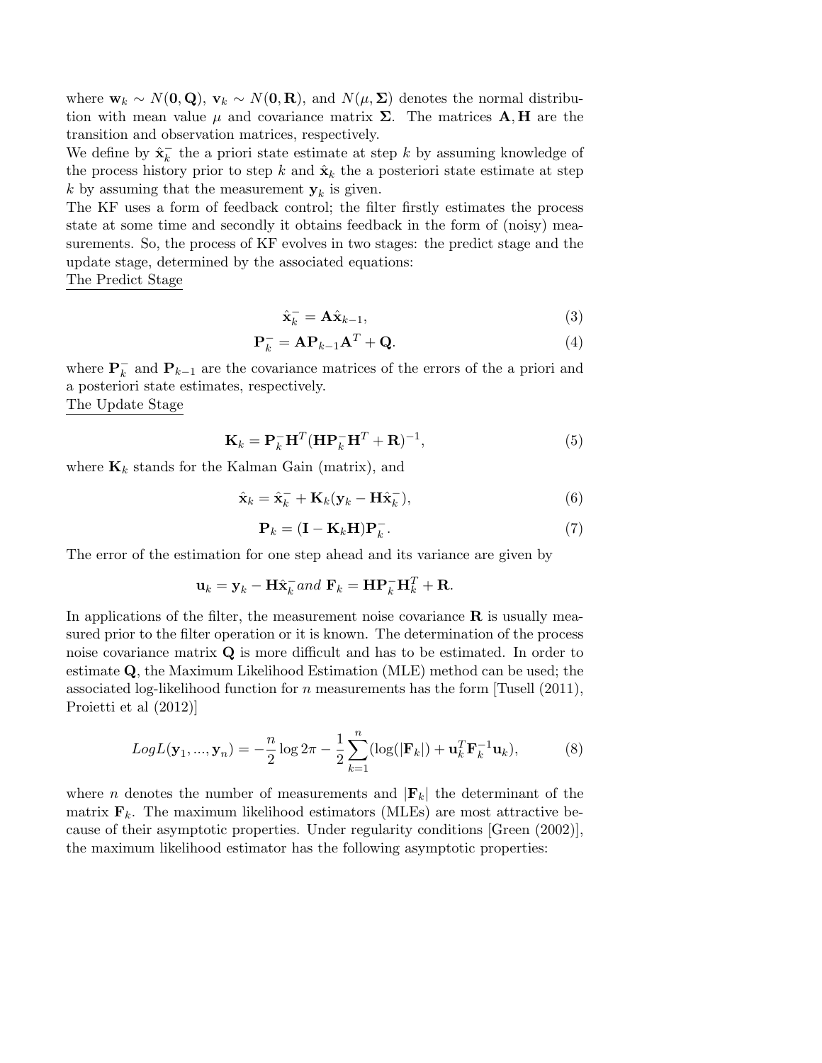where $\mathbf{w}_k \sim N(\mathbf{0}, \mathbf{Q})$, $\mathbf{v}_k \sim N(\mathbf{0}, \mathbf{R})$, and $N(\mu, \mathbf{\Sigma})$ denotes the normal distribution with mean value $\mu$ and covariance matrix $\mathbf{\Sigma}$. The matrices $\mathbf{A}, \mathbf{H}$ are the transition and observation matrices, respectively.

We define by $\hat{\mathbf{x}}_k^-$ the a priori state estimate at step $k$ by assuming knowledge of the process history prior to step $k$ and $\hat{\mathbf{x}}_k$ the a posteriori state estimate at step $k$ by assuming that the measurement $\mathbf{y}_k$ is given.

The KF uses a form of feedback control; the filter firstly estimates the process state at some time and secondly it obtains feedback in the form of (noisy) measurements. So, the process of KF evolves in two stages: the predict stage and the update stage, determined by the associated equations:

The Predict Stage

$$\hat{\mathbf{x}}_k^- = \mathbf{A}\hat{\mathbf{x}}_{k-1}, \tag{3}$$

$$\mathbf{P}_k^- = \mathbf{A}\mathbf{P}_{k-1}\mathbf{A}^T + \mathbf{Q}. \tag{4}$$

where $\mathbf{P}_k^-$ and $\mathbf{P}_{k-1}$ are the covariance matrices of the errors of the a priori and a posteriori state estimates, respectively.

The Update Stage

$$\mathbf{K}_k = \mathbf{P}_k^- \mathbf{H}^T (\mathbf{H}\mathbf{P}_k^- \mathbf{H}^T + \mathbf{R})^{-1}, \tag{5}$$

where $\mathbf{K}_k$ stands for the Kalman Gain (matrix), and

$$\hat{\mathbf{x}}_k = \hat{\mathbf{x}}_k^- + \mathbf{K}_k(\mathbf{y}_k - \mathbf{H}\hat{\mathbf{x}}_k^-), \tag{6}$$

$$\mathbf{P}_k = (\mathbf{I} - \mathbf{K}_k\mathbf{H})\mathbf{P}_k^-. \tag{7}$$

The error of the estimation for one step ahead and its variance are given by

$$\mathbf{u}_k = \mathbf{y}_k - \mathbf{H}\hat{\mathbf{x}}_k^- \, and \; \mathbf{F}_k = \mathbf{H}\mathbf{P}_k^-\mathbf{H}_k^T + \mathbf{R}.$$

In applications of the filter, the measurement noise covariance $\mathbf{R}$ is usually measured prior to the filter operation or it is known. The determination of the process noise covariance matrix $\mathbf{Q}$ is more difficult and has to be estimated. In order to estimate $\mathbf{Q}$, the Maximum Likelihood Estimation (MLE) method can be used; the associated log-likelihood function for $n$ measurements has the form [Tusell (2011), Proietti et al (2012)]

$$LogL(\mathbf{y}_1, ..., \mathbf{y}_n) = -\frac{n}{2}\log 2\pi - \frac{1}{2}\sum_{k=1}^{n}(\log(|\mathbf{F}_k|) + \mathbf{u}_k^T\mathbf{F}_k^{-1}\mathbf{u}_k), \tag{8}$$

where $n$ denotes the number of measurements and $|\mathbf{F}_k|$ the determinant of the matrix $\mathbf{F}_k$. The maximum likelihood estimators (MLEs) are most attractive because of their asymptotic properties. Under regularity conditions [Green (2002)], the maximum likelihood estimator has the following asymptotic properties: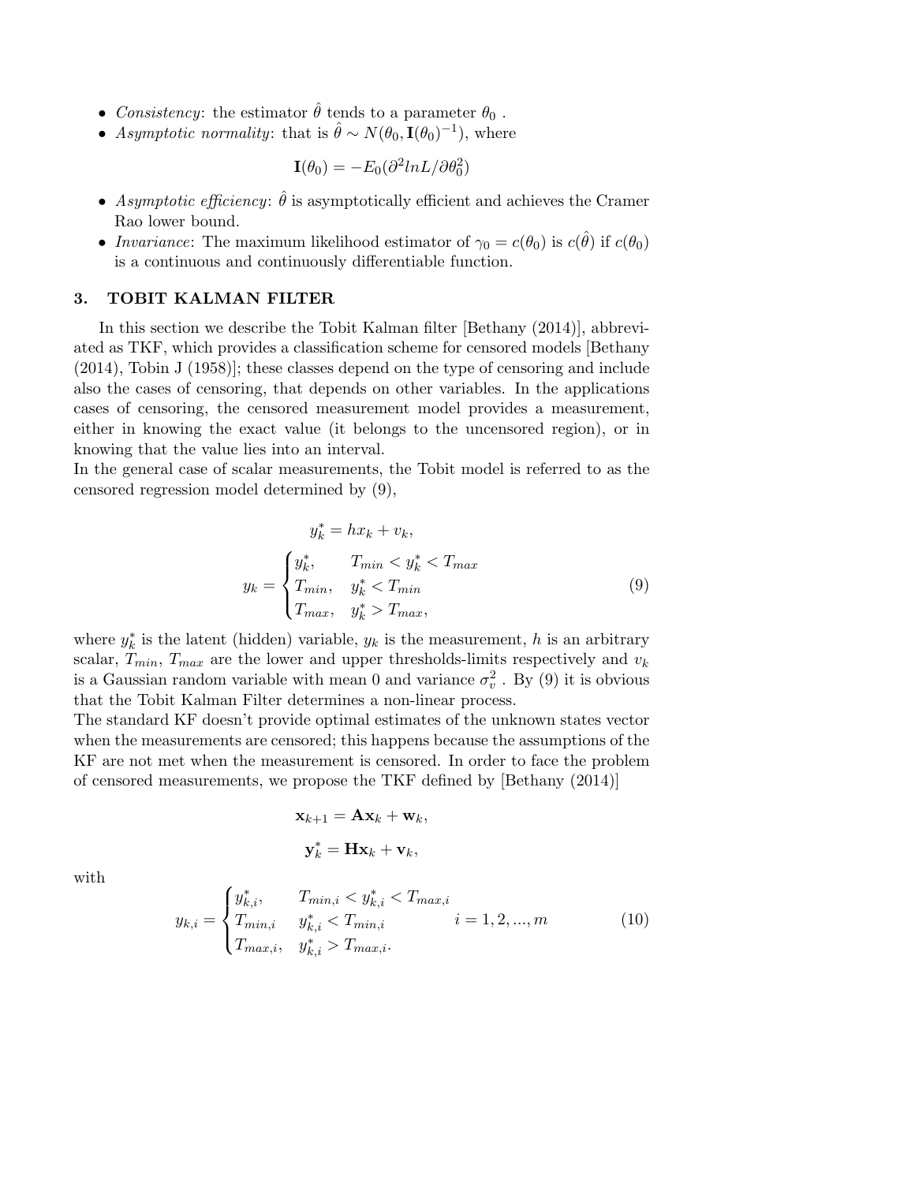- *Consistency*: the estimator $\hat{\theta}$ tends to a parameter $\theta_0$ .
- *Asymptotic normality*: that is $\hat{\theta} \sim N(\theta_0, \mathbf{I}(\theta_0)^{-1})$, where

$$\mathbf{I}(\theta_0) = -E_0(\partial^2 lnL/\partial\theta_0^2)$$

- *Asymptotic efficiency*: $\hat{\theta}$ is asymptotically efficient and achieves the Cramer Rao lower bound.
- *Invariance*: The maximum likelihood estimator of $\gamma_0 = c(\theta_0)$ is $c(\hat{\theta})$ if $c(\theta_0)$ is a continuous and continuously differentiable function.

## 3. TOBIT KALMAN FILTER

In this section we describe the Tobit Kalman filter [Bethany (2014)], abbreviated as TKF, which provides a classification scheme for censored models [Bethany (2014), Tobin J (1958)]; these classes depend on the type of censoring and include also the cases of censoring, that depends on other variables. In the applications cases of censoring, the censored measurement model provides a measurement, either in knowing the exact value (it belongs to the uncensored region), or in knowing that the value lies into an interval.
In the general case of scalar measurements, the Tobit model is referred to as the censored regression model determined by (9),

$$y_k^* = hx_k + v_k,$$

$$y_k = \begin{cases} y_k^*, & T_{min} < y_k^* < T_{max} \\ T_{min}, & y_k^* < T_{min} \\ T_{max}, & y_k^* > T_{max}, \end{cases} \tag{9}$$

where $y_k^*$ is the latent (hidden) variable, $y_k$ is the measurement, $h$ is an arbitrary scalar, $T_{min}$, $T_{max}$ are the lower and upper thresholds-limits respectively and $v_k$ is a Gaussian random variable with mean 0 and variance $\sigma_v^2$ . By (9) it is obvious that the Tobit Kalman Filter determines a non-linear process.
The standard KF doesn't provide optimal estimates of the unknown states vector when the measurements are censored; this happens because the assumptions of the KF are not met when the measurement is censored. In order to face the problem of censored measurements, we propose the TKF defined by [Bethany (2014)]

$$\mathbf{x}_{k+1} = \mathbf{A}\mathbf{x}_k + \mathbf{w}_k,$$

$$\mathbf{y}_k^* = \mathbf{H}\mathbf{x}_k + \mathbf{v}_k,$$

with

$$y_{k,i} = \begin{cases} y_{k,i}^*, & T_{min,i} < y_{k,i}^* < T_{max,i} \\ T_{min,i} & y_{k,i}^* < T_{min,i} \\ T_{max,i}, & y_{k,i}^* > T_{max,i}. \end{cases} \quad i = 1, 2, ..., m \tag{10}$$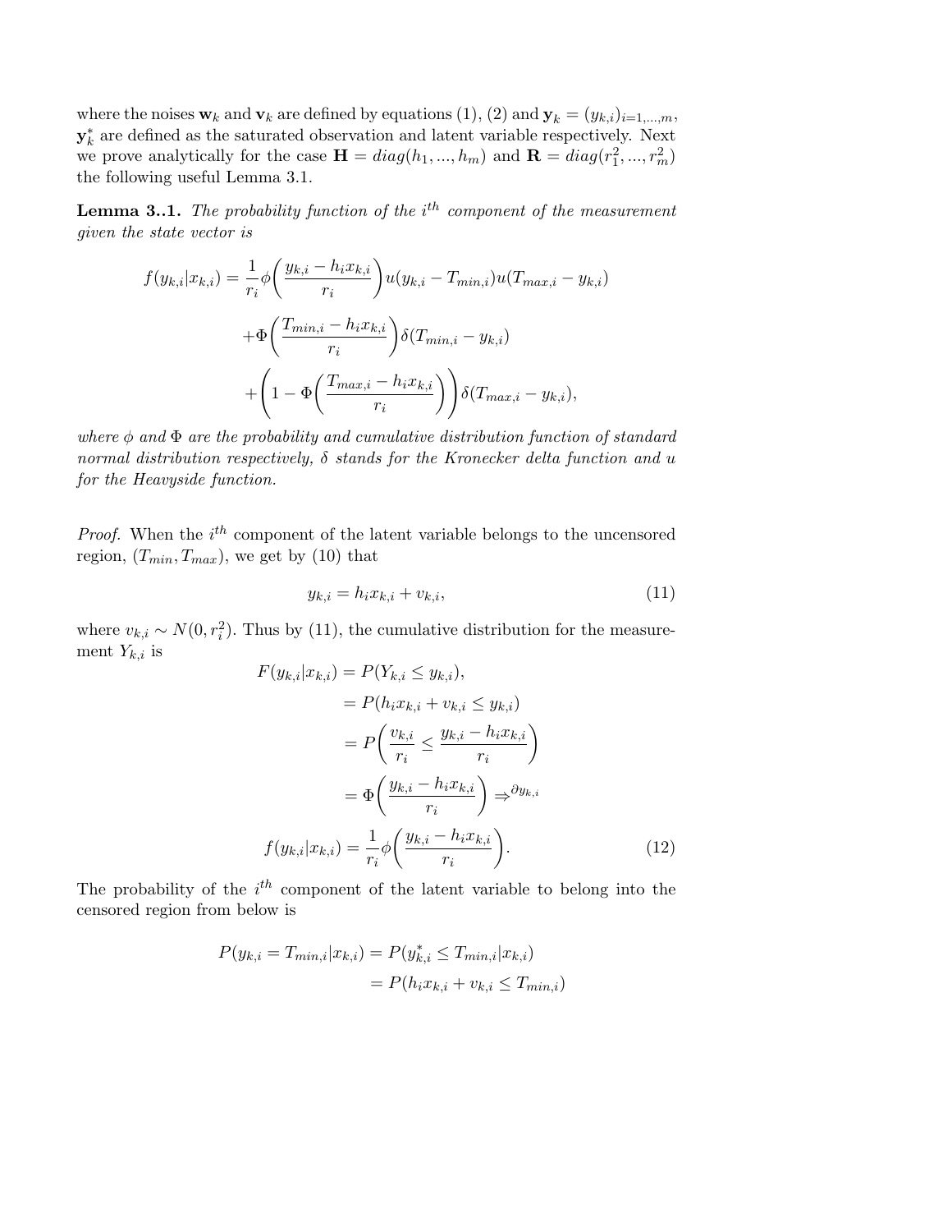where the noises $\mathbf{w}_k$ and $\mathbf{v}_k$ are defined by equations (1), (2) and $\mathbf{y}_k = (y_{k,i})_{i=1,...,m}$, $\mathbf{y}_k^*$ are defined as the saturated observation and latent variable respectively. Next we prove analytically for the case $\mathbf{H} = diag(h_1, ..., h_m)$ and $\mathbf{R} = diag(r_1^2, ..., r_m^2)$ the following useful Lemma 3.1.

**Lemma 3..1.** *The probability function of the $i^{th}$ component of the measurement given the state vector is*

$$
\begin{aligned}
f(y_{k,i}|x_{k,i}) = {} & \frac{1}{r_i}\phi\bigg(\frac{y_{k,i} - h_i x_{k,i}}{r_i}\bigg) u(y_{k,i} - T_{min,i}) u(T_{max,i} - y_{k,i}) \\
& + \Phi\bigg(\frac{T_{min,i} - h_i x_{k,i}}{r_i}\bigg)\delta(T_{min,i} - y_{k,i}) \\
& + \bigg(1 - \Phi\bigg(\frac{T_{max,i} - h_i x_{k,i}}{r_i}\bigg)\bigg)\delta(T_{max,i} - y_{k,i}),
\end{aligned}
$$

*where $\phi$ and $\Phi$ are the probability and cumulative distribution function of standard normal distribution respectively, $\delta$ stands for the Kronecker delta function and $u$ for the Heavyside function.*

*Proof.* When the $i^{th}$ component of the latent variable belongs to the uncensored region, $(T_{min}, T_{max})$, we get by (10) that

$$
y_{k,i} = h_i x_{k,i} + v_{k,i}, \tag{11}
$$

where $v_{k,i} \sim N(0, r_i^2)$. Thus by (11), the cumulative distribution for the measurement $Y_{k,i}$ is

$$
\begin{aligned}
F(y_{k,i}|x_{k,i}) &= P(Y_{k,i} \leq y_{k,i}), \\
&= P(h_i x_{k,i} + v_{k,i} \leq y_{k,i}) \\
&= P\bigg(\frac{v_{k,i}}{r_i} \leq \frac{y_{k,i} - h_i x_{k,i}}{r_i}\bigg) \\
&= \Phi\bigg(\frac{y_{k,i} - h_i x_{k,i}}{r_i}\bigg) \Rightarrow^{\partial y_{k,i}} \\
f(y_{k,i}|x_{k,i}) &= \frac{1}{r_i}\phi\bigg(\frac{y_{k,i} - h_i x_{k,i}}{r_i}\bigg).
\end{aligned} \tag{12}
$$

The probability of the $i^{th}$ component of the latent variable to belong into the censored region from below is

$$
\begin{aligned}
P(y_{k,i} = T_{min,i}|x_{k,i}) &= P(y_{k,i}^* \leq T_{min,i}|x_{k,i}) \\
&= P(h_i x_{k,i} + v_{k,i} \leq T_{min,i})
\end{aligned}
$$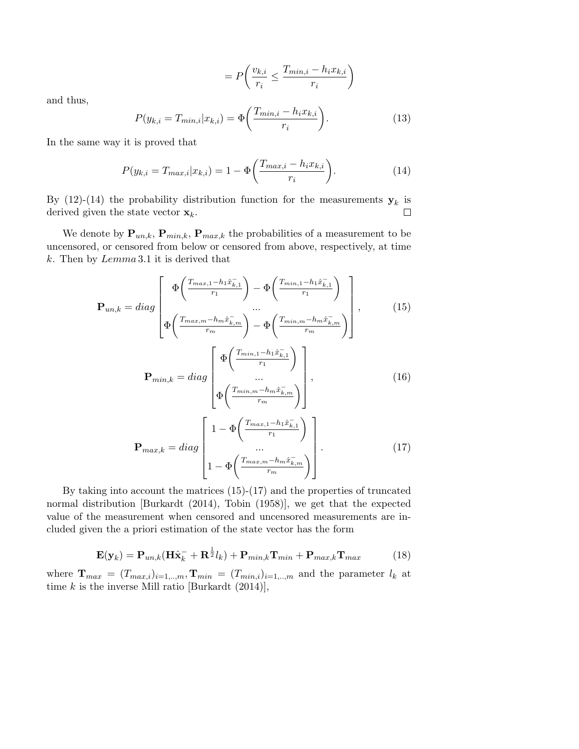$$= P\left(\frac{v_{k,i}}{r_i} \leq \frac{T_{min,i} - h_i x_{k,i}}{r_i}\right)$$

and thus,

$$P(y_{k,i} = T_{min,i} | x_{k,i}) = \Phi\left(\frac{T_{min,i} - h_i x_{k,i}}{r_i}\right). \tag{13}$$

In the same way it is proved that

$$P(y_{k,i} = T_{max,i} | x_{k,i}) = 1 - \Phi\left(\frac{T_{max,i} - h_i x_{k,i}}{r_i}\right). \tag{14}$$

By (12)-(14) the probability distribution function for the measurements $\mathbf{y}_k$ is derived given the state vector $\mathbf{x}_k$. □

We denote by $\mathbf{P}_{un,k}$, $\mathbf{P}_{min,k}$, $\mathbf{P}_{max,k}$ the probabilities of a measurement to be uncensored, or censored from below or censored from above, respectively, at time $k$. Then by *Lemma* 3.1 it is derived that

$$\mathbf{P}_{un,k} = diag\begin{bmatrix} \Phi\left(\frac{T_{max,1} - h_1 \hat{x}_{k,1}^-}{r_1}\right) - \Phi\left(\frac{T_{min,1} - h_1 \hat{x}_{k,1}^-}{r_1}\right) \\ ... \\ \Phi\left(\frac{T_{max,m} - h_m \hat{x}_{k,m}^-}{r_m}\right) - \Phi\left(\frac{T_{min,m} - h_m \hat{x}_{k,m}^-}{r_m}\right) \end{bmatrix}, \tag{15}$$

$$\mathbf{P}_{min,k} = diag\begin{bmatrix} \Phi\left(\frac{T_{min,1} - h_1 \hat{x}_{k,1}^-}{r_1}\right) \\ ... \\ \Phi\left(\frac{T_{min,m} - h_m \hat{x}_{k,m}^-}{r_m}\right) \end{bmatrix}, \tag{16}$$

$$\mathbf{P}_{max,k} = diag\begin{bmatrix} 1 - \Phi\left(\frac{T_{max,1} - h_1 \hat{x}_{k,1}^-}{r_1}\right) \\ ... \\ 1 - \Phi\left(\frac{T_{max,m} - h_m \hat{x}_{k,m}^-}{r_m}\right) \end{bmatrix}. \tag{17}$$

By taking into account the matrices (15)-(17) and the properties of truncated normal distribution [Burkardt (2014), Tobin (1958)], we get that the expected value of the measurement when censored and uncensored measurements are included given the a priori estimation of the state vector has the form

$$\mathbf{E}(\mathbf{y}_k) = \mathbf{P}_{un,k}(\mathbf{H}\hat{\mathbf{x}}_k^- + \mathbf{R}^{\frac{1}{2}} l_k) + \mathbf{P}_{min,k}\mathbf{T}_{min} + \mathbf{P}_{max,k}\mathbf{T}_{max} \tag{18}$$

where $\mathbf{T}_{max} = (T_{max,i})_{i=1,..,m}, \mathbf{T}_{min} = (T_{min,i})_{i=1,..,m}$ and the parameter $l_k$ at time $k$ is the inverse Mill ratio [Burkardt (2014)],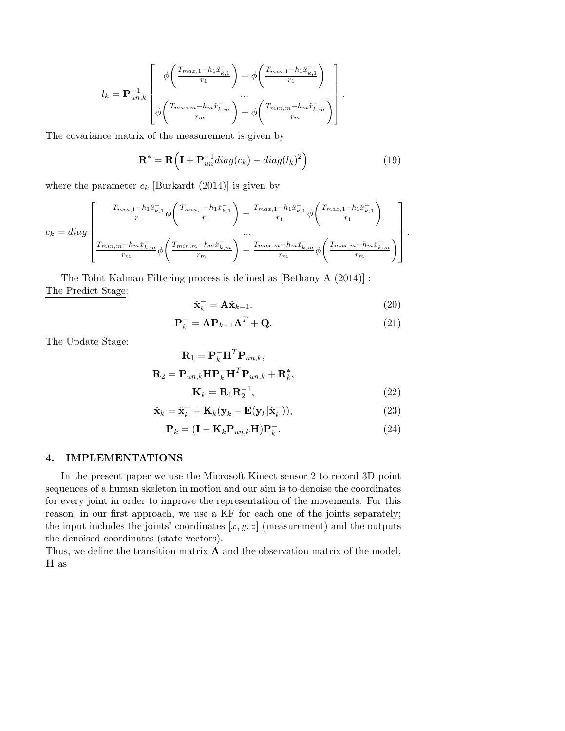$$l_k = \mathbf{P}_{un,k}^{-1} \begin{bmatrix} \phi\Big(\frac{T_{max,1}-h_1\hat{x}_{k,1}^-}{r_1}\Big) - \phi\Big(\frac{T_{min,1}-h_1\hat{x}_{k,1}^-}{r_1}\Big) \\ ... \\ \phi\Big(\frac{T_{max,m}-h_m\hat{x}_{k,m}^-}{r_m}\Big) - \phi\Big(\frac{T_{min,m}-h_m\hat{x}_{k,m}^-}{r_m}\Big) \end{bmatrix}.$$

The covariance matrix of the measurement is given by

$$\mathbf{R}^* = \mathbf{R}\Big(\mathbf{I} + \mathbf{P}_{un}^{-1} diag(c_k) - diag(l_k)^2\Big) \tag{19}$$

where the parameter $c_k$ [Burkardt (2014)] is given by

$$c_k = diag \begin{bmatrix} \frac{T_{min,1}-h_1\hat{x}_{k,1}^-}{r_1}\phi\Big(\frac{T_{min,1}-h_1\hat{x}_{k,1}^-}{r_1}\Big) - \frac{T_{max,1}-h_1\hat{x}_{k,1}^-}{r_1}\phi\Big(\frac{T_{max,1}-h_1\hat{x}_{k,1}^-}{r_1}\Big) \\ ... \\ \frac{T_{min,m}-h_m\hat{x}_{k,m}^-}{r_m}\phi\Big(\frac{T_{min,m}-h_m\hat{x}_{k,m}^-}{r_m}\Big) - \frac{T_{max,m}-h_m\hat{x}_{k,m}^-}{r_m}\phi\Big(\frac{T_{max,m}-h_m\hat{x}_{k,m}^-}{r_m}\Big) \end{bmatrix}.$$

The Tobit Kalman Filtering process is defined as [Bethany A (2014)] :

The Predict Stage:

$$\hat{\mathbf{x}}_k^- = \mathbf{A}\hat{\mathbf{x}}_{k-1}, \tag{20}$$

$$\mathbf{P}_k^- = \mathbf{A}\mathbf{P}_{k-1}\mathbf{A}^T + \mathbf{Q}. \tag{21}$$

The Update Stage:

$$\mathbf{R}_1 = \mathbf{P}_k^- \mathbf{H}^T \mathbf{P}_{un,k},$$

$$\mathbf{R}_2 = \mathbf{P}_{un,k}\mathbf{H}\mathbf{P}_k^-\mathbf{H}^T\mathbf{P}_{un,k} + \mathbf{R}_k^*,$$

$$\mathbf{K}_k = \mathbf{R}_1\mathbf{R}_2^{-1}, \tag{22}$$

$$\hat{\mathbf{x}}_k = \hat{\mathbf{x}}_k^- + \mathbf{K}_k(\mathbf{y}_k - \mathbf{E}(\mathbf{y}_k|\hat{\mathbf{x}}_k^-)), \tag{23}$$

$$\mathbf{P}_k = (\mathbf{I} - \mathbf{K}_k\mathbf{P}_{un,k}\mathbf{H})\mathbf{P}_k^-. \tag{24}$$

## 4. IMPLEMENTATIONS

In the present paper we use the Microsoft Kinect sensor 2 to record 3D point sequences of a human skeleton in motion and our aim is to denoise the coordinates for every joint in order to improve the representation of the movements. For this reason, in our first approach, we use a KF for each one of the joints separately; the input includes the joints' coordinates $[x, y, z]$ (measurement) and the outputs the denoised coordinates (state vectors).

Thus, we define the transition matrix $\mathbf{A}$ and the observation matrix of the model, $\mathbf{H}$ as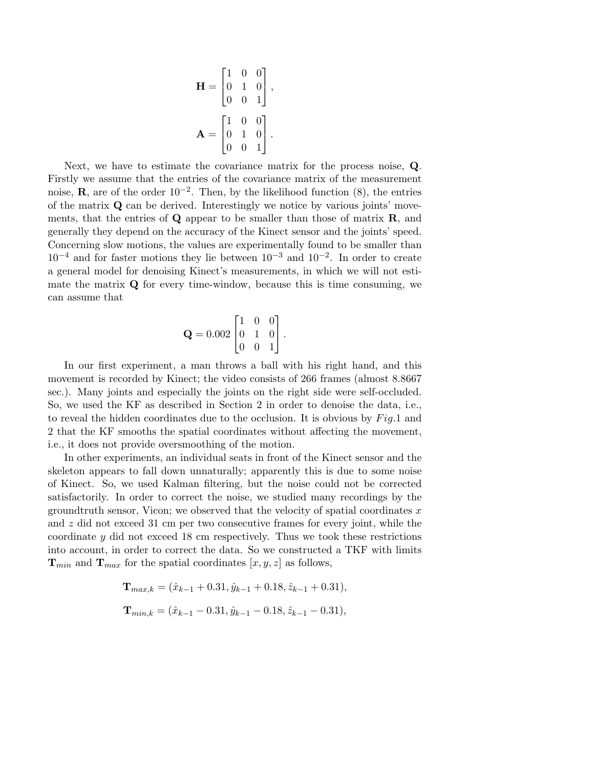$$\mathbf{H} = \begin{bmatrix} 1 & 0 & 0 \\ 0 & 1 & 0 \\ 0 & 0 & 1 \end{bmatrix},$$

$$\mathbf{A} = \begin{bmatrix} 1 & 0 & 0 \\ 0 & 1 & 0 \\ 0 & 0 & 1 \end{bmatrix}.$$

Next, we have to estimate the covariance matrix for the process noise, $\mathbf{Q}$. Firstly we assume that the entries of the covariance matrix of the measurement noise, $\mathbf{R}$, are of the order $10^{-2}$. Then, by the likelihood function (8), the entries of the matrix $\mathbf{Q}$ can be derived. Interestingly we notice by various joints' movements, that the entries of $\mathbf{Q}$ appear to be smaller than those of matrix $\mathbf{R}$, and generally they depend on the accuracy of the Kinect sensor and the joints' speed. Concerning slow motions, the values are experimentally found to be smaller than $10^{-4}$ and for faster motions they lie between $10^{-3}$ and $10^{-2}$. In order to create a general model for denoising Kinect's measurements, in which we will not estimate the matrix $\mathbf{Q}$ for every time-window, because this is time consuming, we can assume that

$$\mathbf{Q} = 0.002 \begin{bmatrix} 1 & 0 & 0 \\ 0 & 1 & 0 \\ 0 & 0 & 1 \end{bmatrix}.$$

In our first experiment, a man throws a ball with his right hand, and this movement is recorded by Kinect; the video consists of 266 frames (almost 8.8667 sec.). Many joints and especially the joints on the right side were self-occluded. So, we used the KF as described in Section 2 in order to denoise the data, i.e., to reveal the hidden coordinates due to the occlusion. It is obvious by *Fig.*1 and 2 that the KF smooths the spatial coordinates without affecting the movement, i.e., it does not provide oversmoothing of the motion.

In other experiments, an individual seats in front of the Kinect sensor and the skeleton appears to fall down unnaturally; apparently this is due to some noise of Kinect. So, we used Kalman filtering, but the noise could not be corrected satisfactorily. In order to correct the noise, we studied many recordings by the groundtruth sensor, Vicon; we observed that the velocity of spatial coordinates $x$ and $z$ did not exceed 31 cm per two consecutive frames for every joint, while the coordinate $y$ did not exceed 18 cm respectively. Thus we took these restrictions into account, in order to correct the data. So we constructed a TKF with limits $\mathbf{T}_{min}$ and $\mathbf{T}_{max}$ for the spatial coordinates $[x, y, z]$ as follows,

$$\mathbf{T}_{max,k} = (\hat{x}_{k-1} + 0.31, \hat{y}_{k-1} + 0.18, \hat{z}_{k-1} + 0.31),$$

$$\mathbf{T}_{min,k} = (\hat{x}_{k-1} - 0.31, \hat{y}_{k-1} - 0.18, \hat{z}_{k-1} - 0.31),$$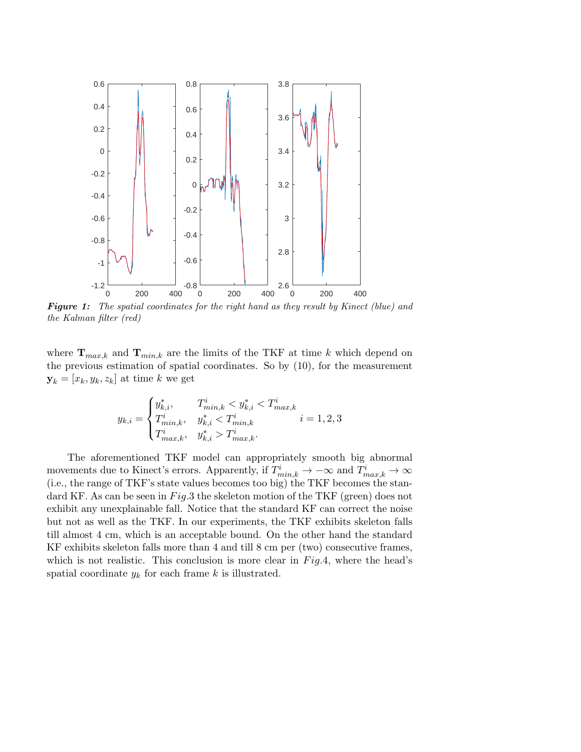***Figure 1:*** *The spatial coordinates for the right hand as they result by Kinect (blue) and the Kalman filter (red)*

where $\mathbf{T}_{max,k}$ and $\mathbf{T}_{min,k}$ are the limits of the TKF at time $k$ which depend on the previous estimation of spatial coordinates. So by (10), for the measurement $\mathbf{y}_k = [x_k, y_k, z_k]$ at time $k$ we get

$$y_{k,i} = \begin{cases} y^*_{k,i}, & T^i_{min,k} < y^*_{k,i} < T^i_{max,k} \\ T^i_{min,k}, & y^*_{k,i} < T^i_{min,k} \\ T^i_{max,k}, & y^*_{k,i} > T^i_{max,k}. \end{cases} \quad i = 1, 2, 3$$

The aforementioned TKF model can appropriately smooth big abnormal movements due to Kinect's errors. Apparently, if $T^i_{min,k} \to -\infty$ and $T^i_{max,k} \to \infty$ (i.e., the range of TKF's state values becomes too big) the TKF becomes the standard KF. As can be seen in $Fig.3$ the skeleton motion of the TKF (green) does not exhibit any unexplainable fall. Notice that the standard KF can correct the noise but not as well as the TKF. In our experiments, the TKF exhibits skeleton falls till almost 4 cm, which is an acceptable bound. On the other hand the standard KF exhibits skeleton falls more than 4 and till 8 cm per (two) consecutive frames, which is not realistic. This conclusion is more clear in $Fig.4$, where the head's spatial coordinate $y_k$ for each frame $k$ is illustrated.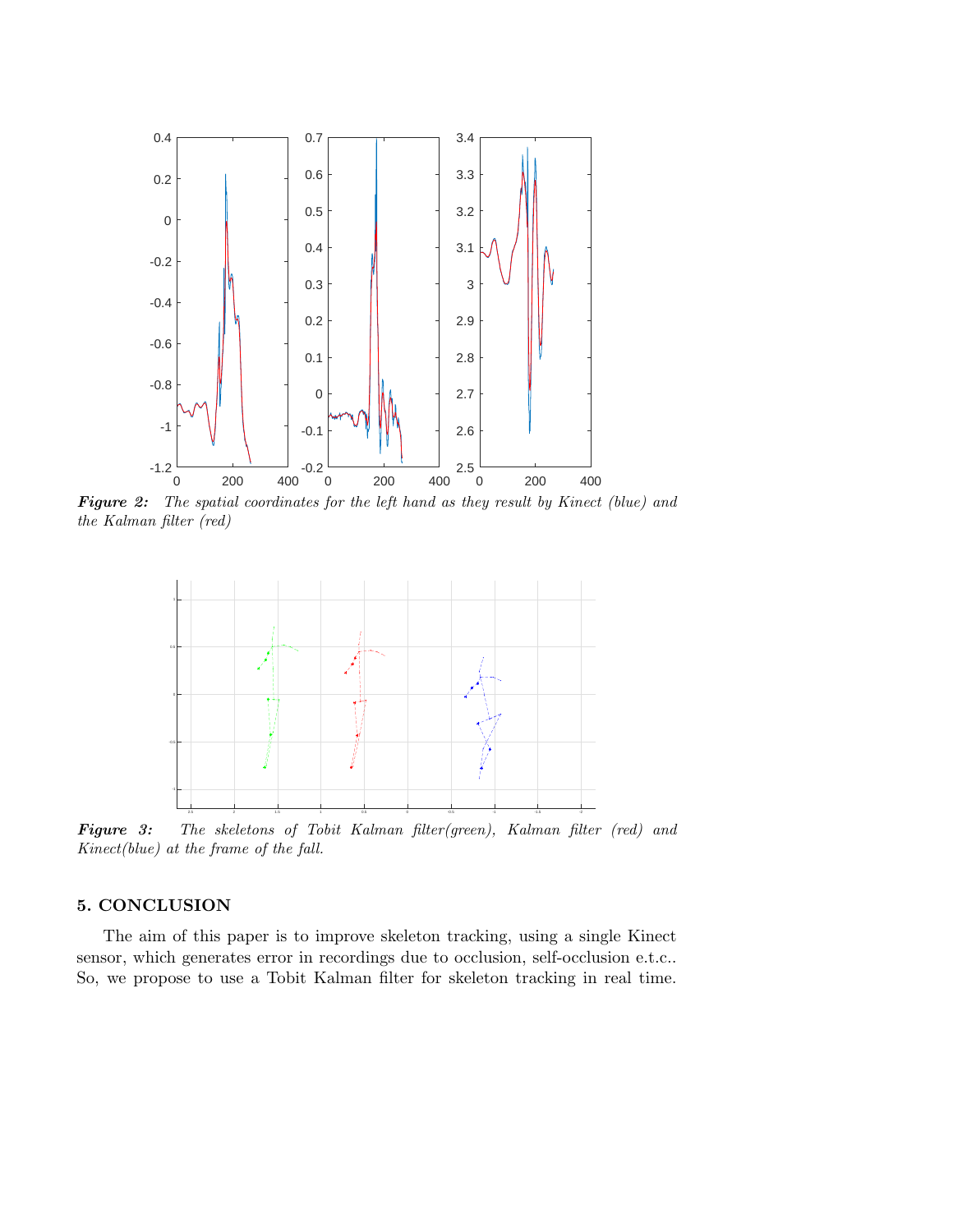***Figure 2:*** *The spatial coordinates for the left hand as they result by Kinect (blue) and the Kalman filter (red)*

***Figure 3:*** *The skeletons of Tobit Kalman filter(green), Kalman filter (red) and Kinect(blue) at the frame of the fall.*

## 5. CONCLUSION

The aim of this paper is to improve skeleton tracking, using a single Kinect sensor, which generates error in recordings due to occlusion, self-occlusion e.t.c.. So, we propose to use a Tobit Kalman filter for skeleton tracking in real time.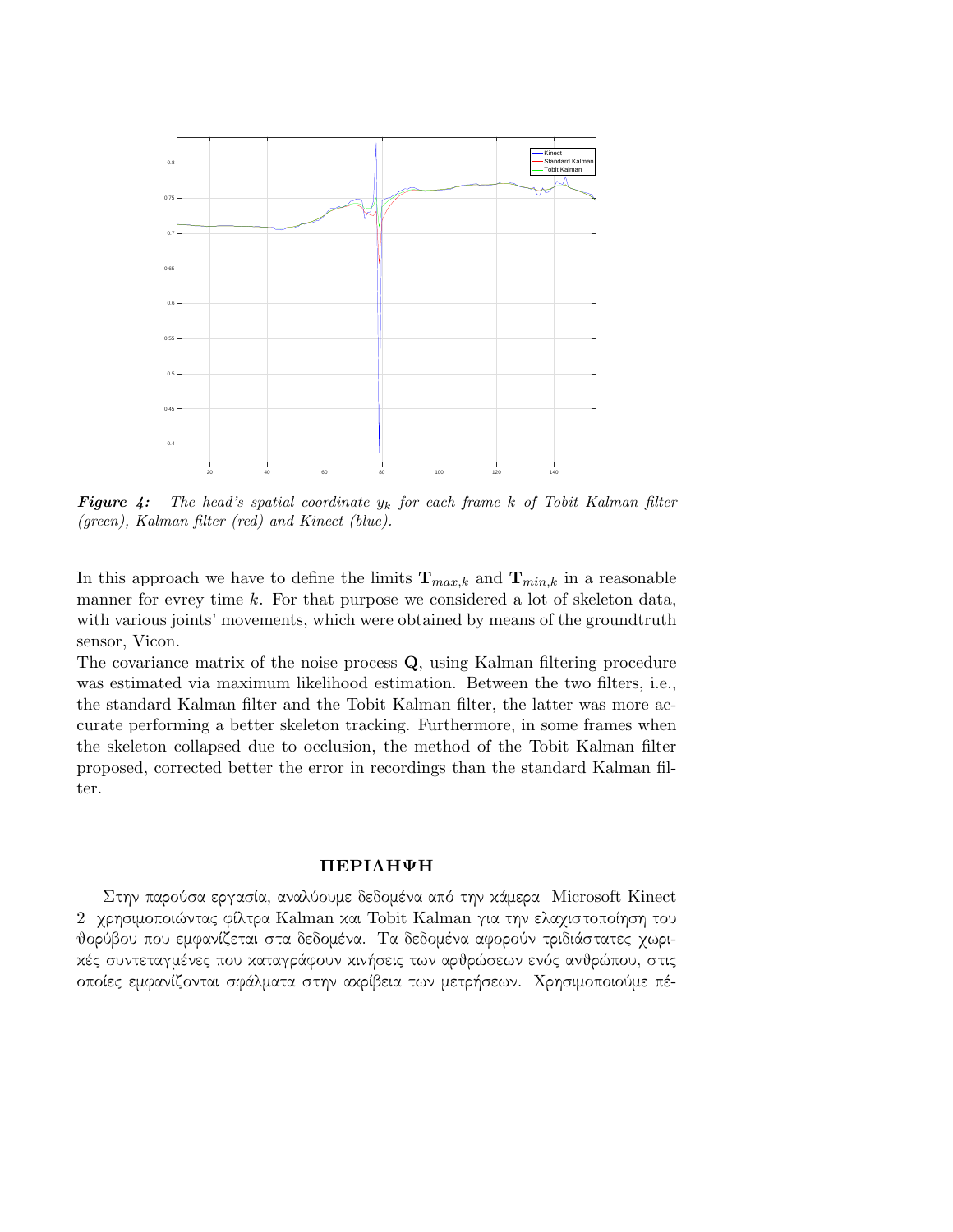***Figure 4:*** *The head's spatial coordinate $y_k$ for each frame $k$ of Tobit Kalman filter (green), Kalman filter (red) and Kinect (blue).*

In this approach we have to define the limits $\mathbf{T}_{max,k}$ and $\mathbf{T}_{min,k}$ in a reasonable manner for evrey time $k$. For that purpose we considered a lot of skeleton data, with various joints' movements, which were obtained by means of the groundtruth sensor, Vicon.

The covariance matrix of the noise process $\mathbf{Q}$, using Kalman filtering procedure was estimated via maximum likelihood estimation. Between the two filters, i.e., the standard Kalman filter and the Tobit Kalman filter, the latter was more accurate performing a better skeleton tracking. Furthermore, in some frames when the skeleton collapsed due to occlusion, the method of the Tobit Kalman filter proposed, corrected better the error in recordings than the standard Kalman filter.

## ΠΕΡΙΛΗΨΗ

Στην παρούσα εργασία, αναλύουμε δεδομένα από την κάμερα Microsoft Kinect 2 χρησιμοποιώντας φίλτρα Kalman και Tobit Kalman για την ελαχιστοποίηση του θορύβου που εμφανίζεται στα δεδομένα. Τα δεδομένα αφορούν τριδιάστατες χωρικές συντεταγμένες που καταγράφουν κινήσεις των αρθρώσεων ενός ανθρώπου, στις οποίες εμφανίζονται σφάλματα στην ακρίβεια των μετρήσεων. Χρησιμοποιούμε πέ-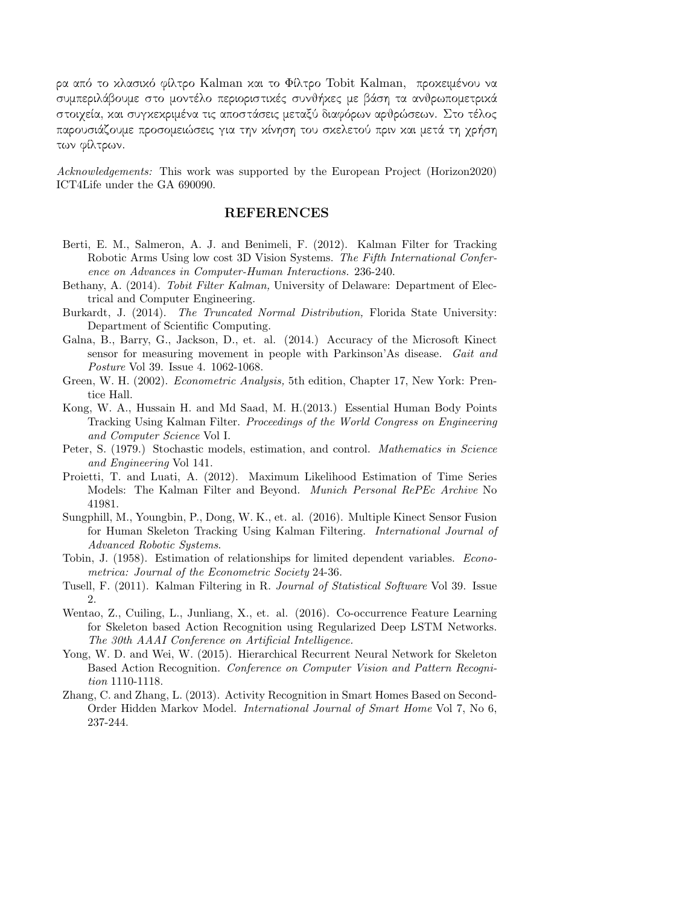ρα από το κλασικό φίλτρο Kalman και το Φίλτρο Tobit Kalman, προκειμένου να συμπεριλάβουμε στο μοντέλο περιοριστικές συνθήκες με βάση τα ανθρωπομετρικά στοιχεία, και συγκεκριμένα τις αποστάσεις μεταξύ διαφόρων αρθρώσεων. Στο τέλος παρουσιάζουμε προσομειώσεις για την κίνηση του σκελετού πριν και μετά τη χρήση των φίλτρων.

*Acknowledgements:* This work was supported by the European Project (Horizon2020) ICT4Life under the GA 690090.

## REFERENCES

Berti, E. M., Salmeron, A. J. and Benimeli, F. (2012). Kalman Filter for Tracking Robotic Arms Using low cost 3D Vision Systems. *The Fifth International Conference on Advances in Computer-Human Interactions.* 236-240.

Bethany, A. (2014). *Tobit Filter Kalman,* University of Delaware: Department of Electrical and Computer Engineering.

Burkardt, J. (2014). *The Truncated Normal Distribution,* Florida State University: Department of Scientific Computing.

Galna, B., Barry, G., Jackson, D., et. al. (2014.) Accuracy of the Microsoft Kinect sensor for measuring movement in people with Parkinson'As disease. *Gait and Posture* Vol 39. Issue 4. 1062-1068.

Green, W. H. (2002). *Econometric Analysis,* 5th edition, Chapter 17, New York: Prentice Hall.

Kong, W. A., Hussain H. and Md Saad, M. H.(2013.) Essential Human Body Points Tracking Using Kalman Filter. *Proceedings of the World Congress on Engineering and Computer Science* Vol I.

Peter, S. (1979.) Stochastic models, estimation, and control. *Mathematics in Science and Engineering* Vol 141.

Proietti, T. and Luati, A. (2012). Maximum Likelihood Estimation of Time Series Models: The Kalman Filter and Beyond. *Munich Personal RePEc Archive* No 41981.

Sungphill, M., Youngbin, P., Dong, W. K., et. al. (2016). Multiple Kinect Sensor Fusion for Human Skeleton Tracking Using Kalman Filtering. *International Journal of Advanced Robotic Systems*.

Tobin, J. (1958). Estimation of relationships for limited dependent variables. *Econometrica: Journal of the Econometric Society* 24-36.

Tusell, F. (2011). Kalman Filtering in R. *Journal of Statistical Software* Vol 39. Issue 2.

Wentao, Z., Cuiling, L., Junliang, X., et. al. (2016). Co-occurrence Feature Learning for Skeleton based Action Recognition using Regularized Deep LSTM Networks. *The 30th AAAI Conference on Artificial Intelligence.*

Yong, W. D. and Wei, W. (2015). Hierarchical Recurrent Neural Network for Skeleton Based Action Recognition. *Conference on Computer Vision and Pattern Recognition* 1110-1118.

Zhang, C. and Zhang, L. (2013). Activity Recognition in Smart Homes Based on Second-Order Hidden Markov Model. *International Journal of Smart Home* Vol 7, No 6, 237-244.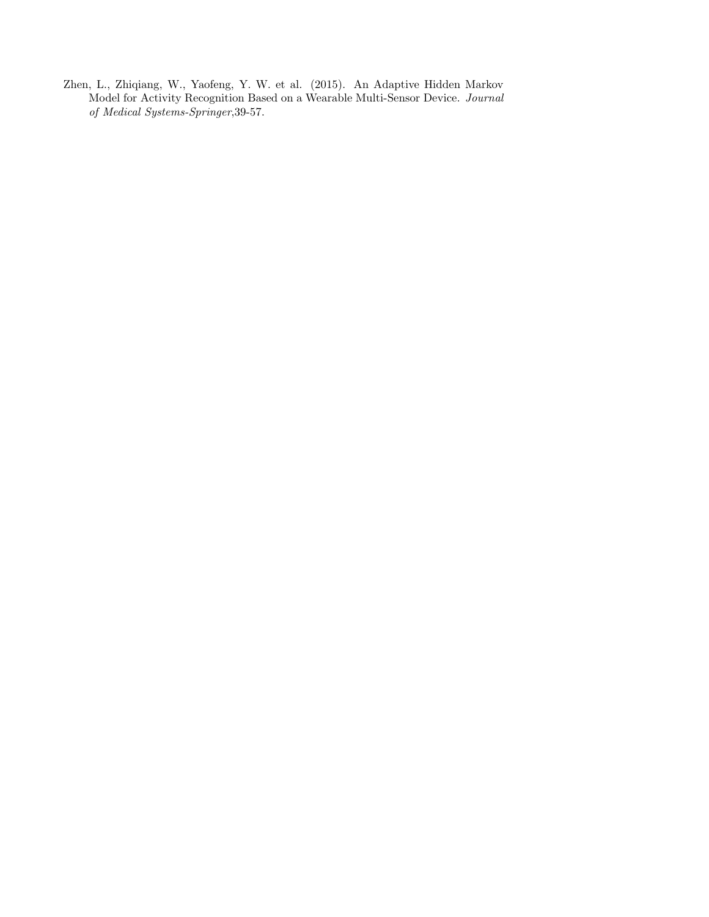Zhen, L., Zhiqiang, W., Yaofeng, Y. W. et al. (2015). An Adaptive Hidden Markov Model for Activity Recognition Based on a Wearable Multi-Sensor Device. *Journal of Medical Systems-Springer*,39-57.